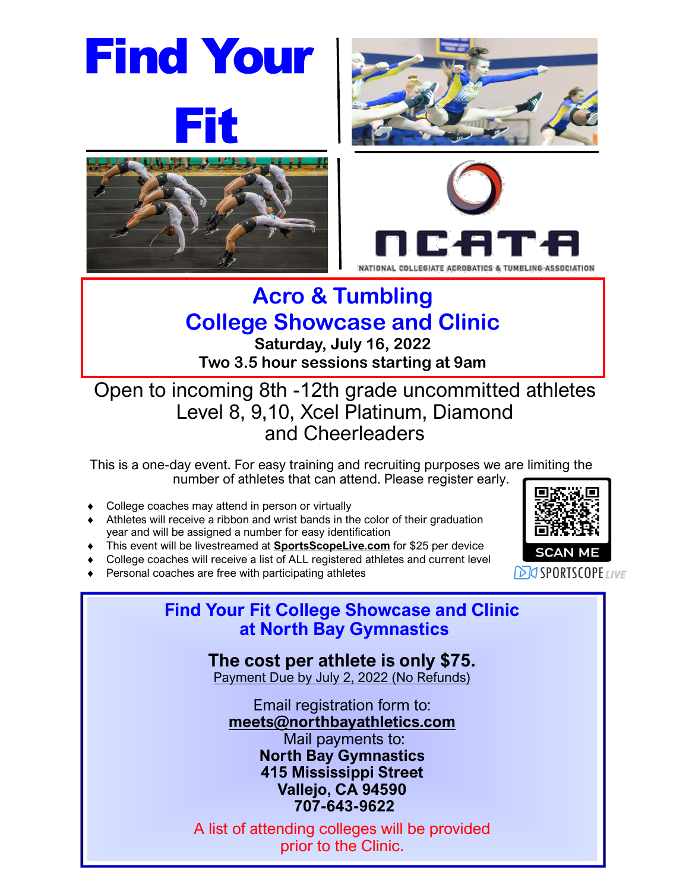# Find Your Fit

NCATA

NATIONAL COLLEGIATE ACROBATICS & TUMBLING ASSOCIATION

## Acro & Tumbling College Showcase and Clinic

**Saturday, July 16, 2022**

**Two 3.5 hour sessions starting at 9am**

Open to incoming 8th -12th grade uncommitted athletes
Level 8, 9,10, Xcel Platinum, Diamond
and Cheerleaders

This is a one-day event. For easy training and recruiting purposes we are limiting the number of athletes that can attend. Please register early.

- College coaches may attend in person or virtually
- Athletes will receive a ribbon and wrist bands in the color of their graduation year and will be assigned a number for easy identification
- This event will be livestreamed at **SportsScopeLive.com** for $25 per device
- College coaches will receive a list of ALL registered athletes and current level
- Personal coaches are free with participating athletes

SCAN ME

SPORTSCOPE LIVE

## Find Your Fit College Showcase and Clinic at North Bay Gymnastics

**The cost per athlete is only $75.**

Payment Due by July 2, 2022 (No Refunds)

Email registration form to:
**meets@northbayathletics.com**

Mail payments to:
**North Bay Gymnastics**
**415 Mississippi Street**
**Vallejo, CA 94590**
**707-643-9622**

A list of attending colleges will be provided prior to the Clinic.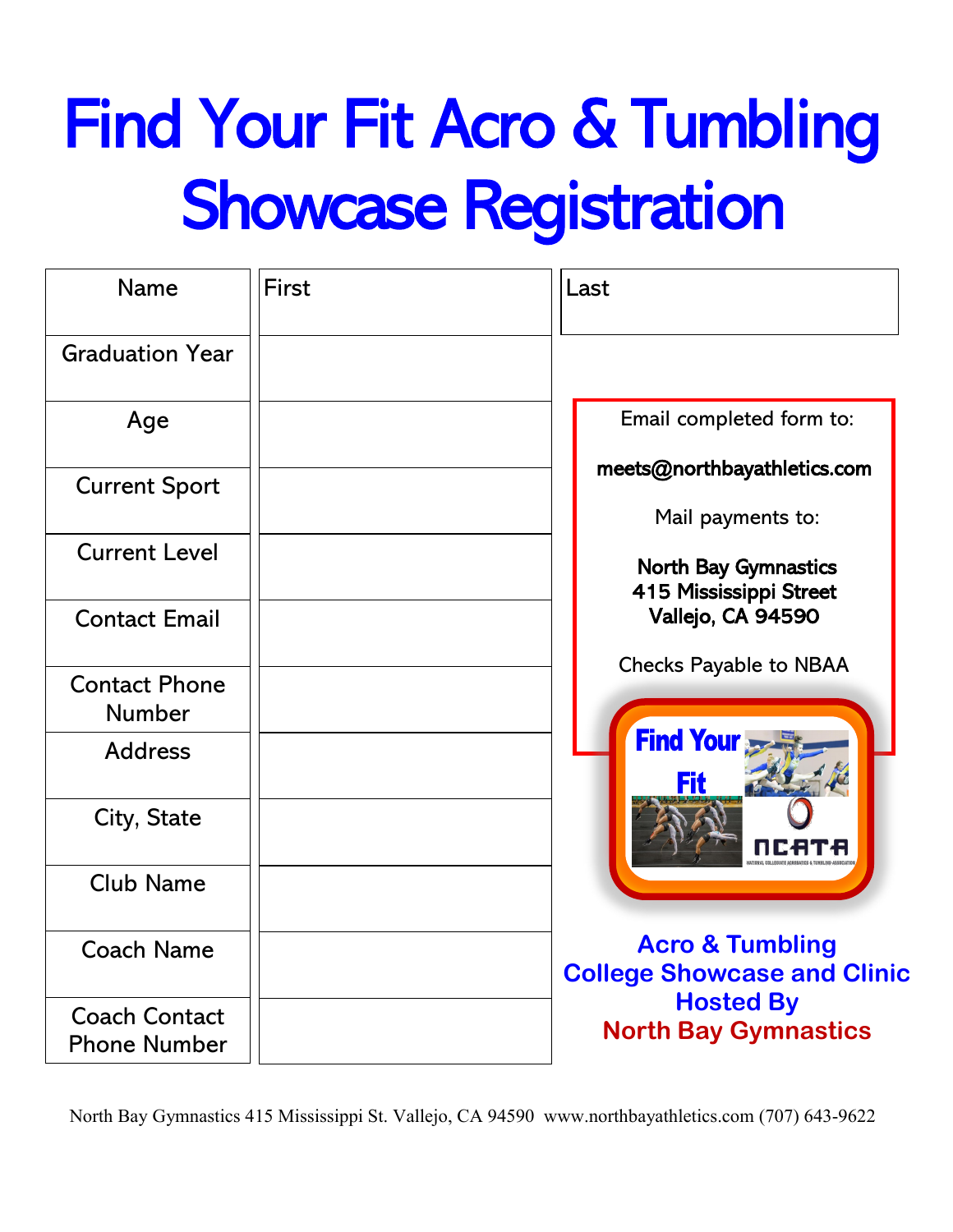# Find Your Fit Acro & Tumbling Showcase Registration

| | | |
|---|---|---|
| Name | First | Last |
| Graduation Year | | |
| Age | | |
| Current Sport | | |
| Current Level | | |
| Contact Email | | |
| Contact Phone Number | | |
| Address | | |
| City, State | | |
| Club Name | | |
| Coach Name | | |
| Coach Contact Phone Number | | |

Email completed form to:

**meets@northbayathletics.com**

Mail payments to:

**North Bay Gymnastics**
**415 Mississippi Street**
**Vallejo, CA 94590**

Checks Payable to NBAA

**Acro & Tumbling**
**College Showcase and Clinic**
**Hosted By**
**North Bay Gymnastics**

North Bay Gymnastics 415 Mississippi St. Vallejo, CA 94590 www.northbayathletics.com (707) 643-9622